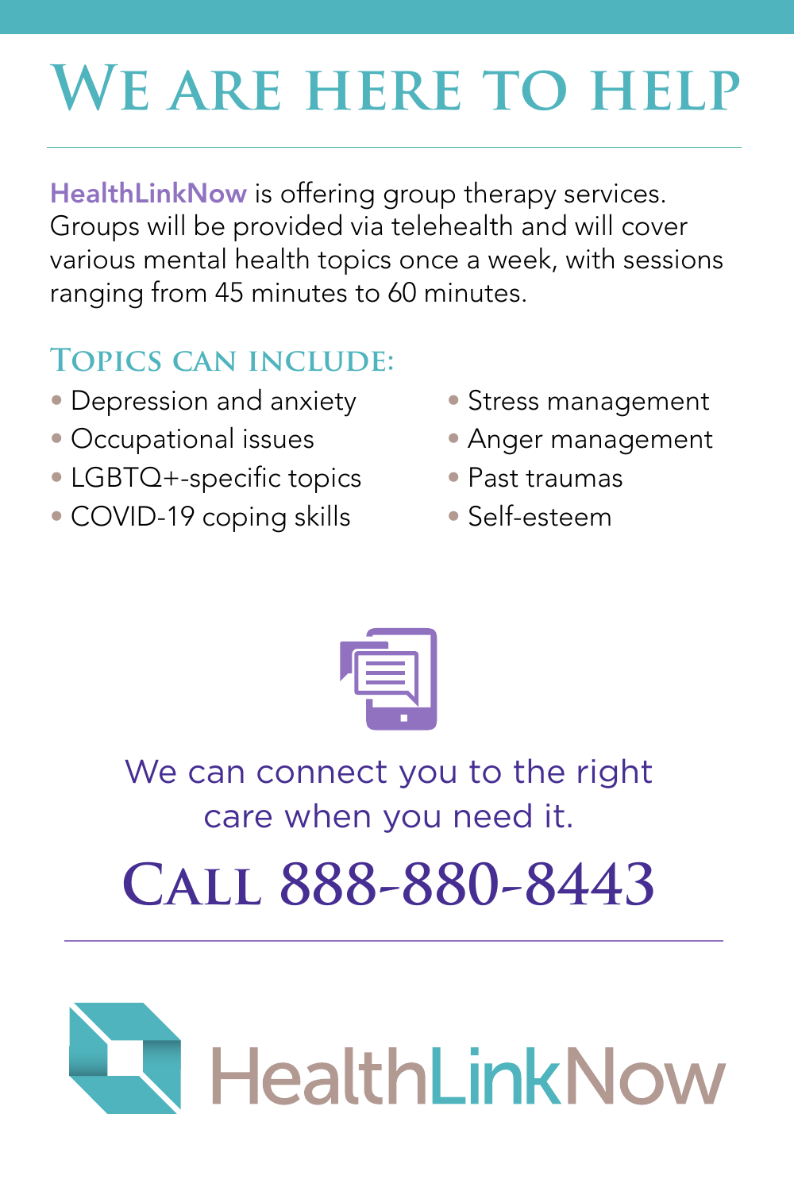# We are here to help

**HealthLinkNow** is offering group therapy services. Groups will be provided via telehealth and will cover various mental health topics once a week, with sessions ranging from 45 minutes to 60 minutes.

## Topics can include:

- Depression and anxiety
- Occupational issues
- LGBTQ+-specific topics
- COVID-19 coping skills
- Stress management
- Anger management
- Past traumas
- Self-esteem

We can connect you to the right care when you need it.

## Call 888-880-8443

HealthLinkNow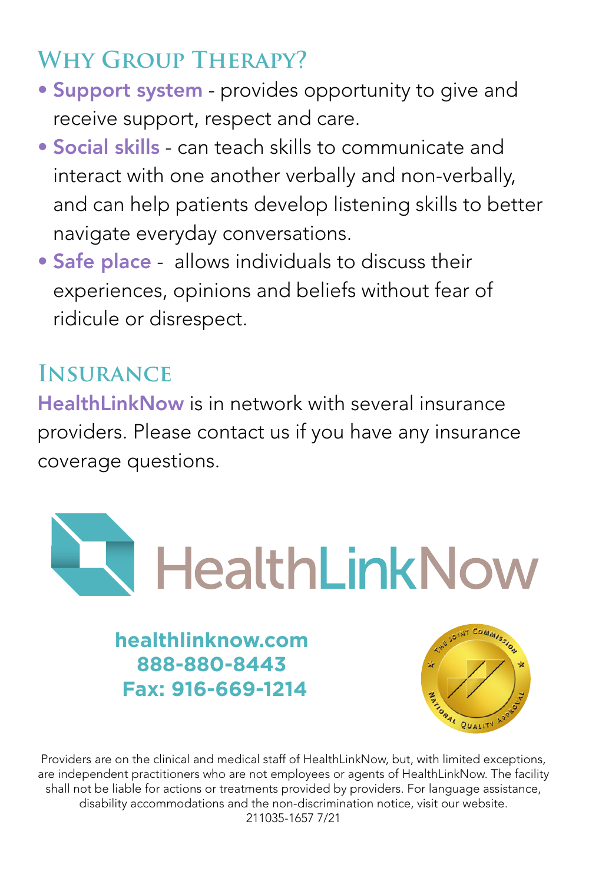## Why Group Therapy?

- **Support system** - provides opportunity to give and receive support, respect and care.
- **Social skills** - can teach skills to communicate and interact with one another verbally and non-verbally, and can help patients develop listening skills to better navigate everyday conversations.
- **Safe place** - allows individuals to discuss their experiences, opinions and beliefs without fear of ridicule or disrespect.

## Insurance

**HealthLinkNow** is in network with several insurance providers. Please contact us if you have any insurance coverage questions.

HealthLinkNow

**healthlinknow.com**
**888-880-8443**
**Fax: 916-669-1214**

Providers are on the clinical and medical staff of HealthLinkNow, but, with limited exceptions, are independent practitioners who are not employees or agents of HealthLinkNow. The facility shall not be liable for actions or treatments provided by providers. For language assistance, disability accommodations and the non-discrimination notice, visit our website.
211035-1657 7/21